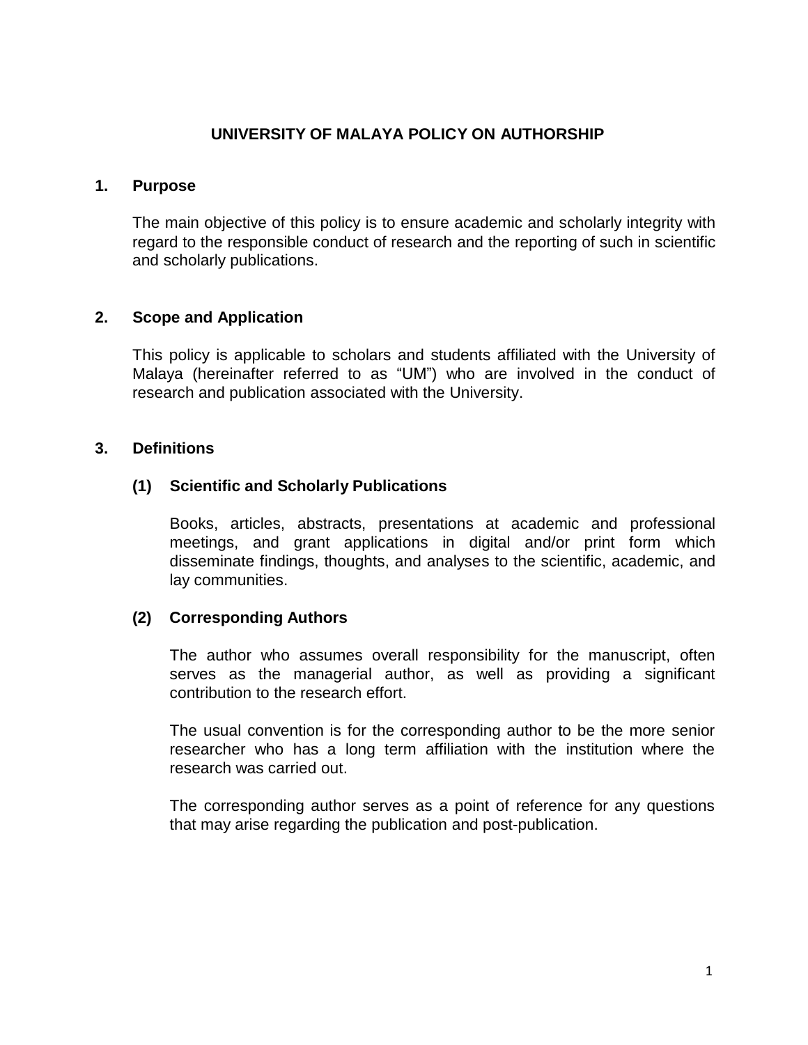# UNIVERSITY OF MALAYA POLICY ON AUTHORSHIP

## 1. Purpose

The main objective of this policy is to ensure academic and scholarly integrity with regard to the responsible conduct of research and the reporting of such in scientific and scholarly publications.

## 2. Scope and Application

This policy is applicable to scholars and students affiliated with the University of Malaya (hereinafter referred to as "UM") who are involved in the conduct of research and publication associated with the University.

## 3. Definitions

### (1) Scientific and Scholarly Publications

Books, articles, abstracts, presentations at academic and professional meetings, and grant applications in digital and/or print form which disseminate findings, thoughts, and analyses to the scientific, academic, and lay communities.

### (2) Corresponding Authors

The author who assumes overall responsibility for the manuscript, often serves as the managerial author, as well as providing a significant contribution to the research effort.

The usual convention is for the corresponding author to be the more senior researcher who has a long term affiliation with the institution where the research was carried out.

The corresponding author serves as a point of reference for any questions that may arise regarding the publication and post-publication.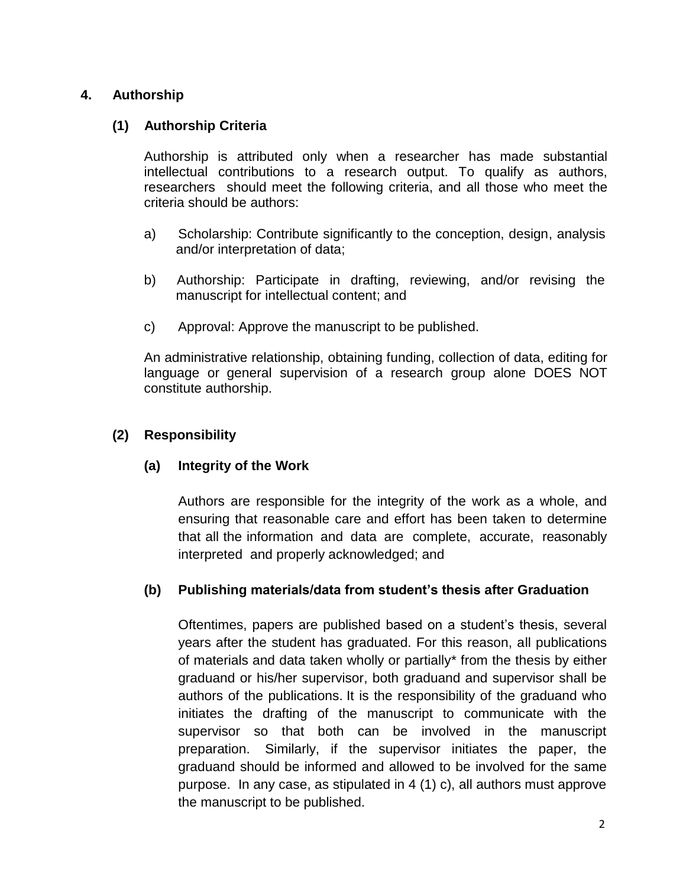## 4. Authorship

### (1) Authorship Criteria

Authorship is attributed only when a researcher has made substantial intellectual contributions to a research output. To qualify as authors, researchers should meet the following criteria, and all those who meet the criteria should be authors:

a) Scholarship: Contribute significantly to the conception, design, analysis and/or interpretation of data;

b) Authorship: Participate in drafting, reviewing, and/or revising the manuscript for intellectual content; and

c) Approval: Approve the manuscript to be published.

An administrative relationship, obtaining funding, collection of data, editing for language or general supervision of a research group alone DOES NOT constitute authorship.

### (2) Responsibility

#### (a) Integrity of the Work

Authors are responsible for the integrity of the work as a whole, and ensuring that reasonable care and effort has been taken to determine that all the information and data are complete, accurate, reasonably interpreted and properly acknowledged; and

#### (b) Publishing materials/data from student's thesis after Graduation

Oftentimes, papers are published based on a student's thesis, several years after the student has graduated. For this reason, all publications of materials and data taken wholly or partially* from the thesis by either graduand or his/her supervisor, both graduand and supervisor shall be authors of the publications. It is the responsibility of the graduand who initiates the drafting of the manuscript to communicate with the supervisor so that both can be involved in the manuscript preparation. Similarly, if the supervisor initiates the paper, the graduand should be informed and allowed to be involved for the same purpose. In any case, as stipulated in 4 (1) c), all authors must approve the manuscript to be published.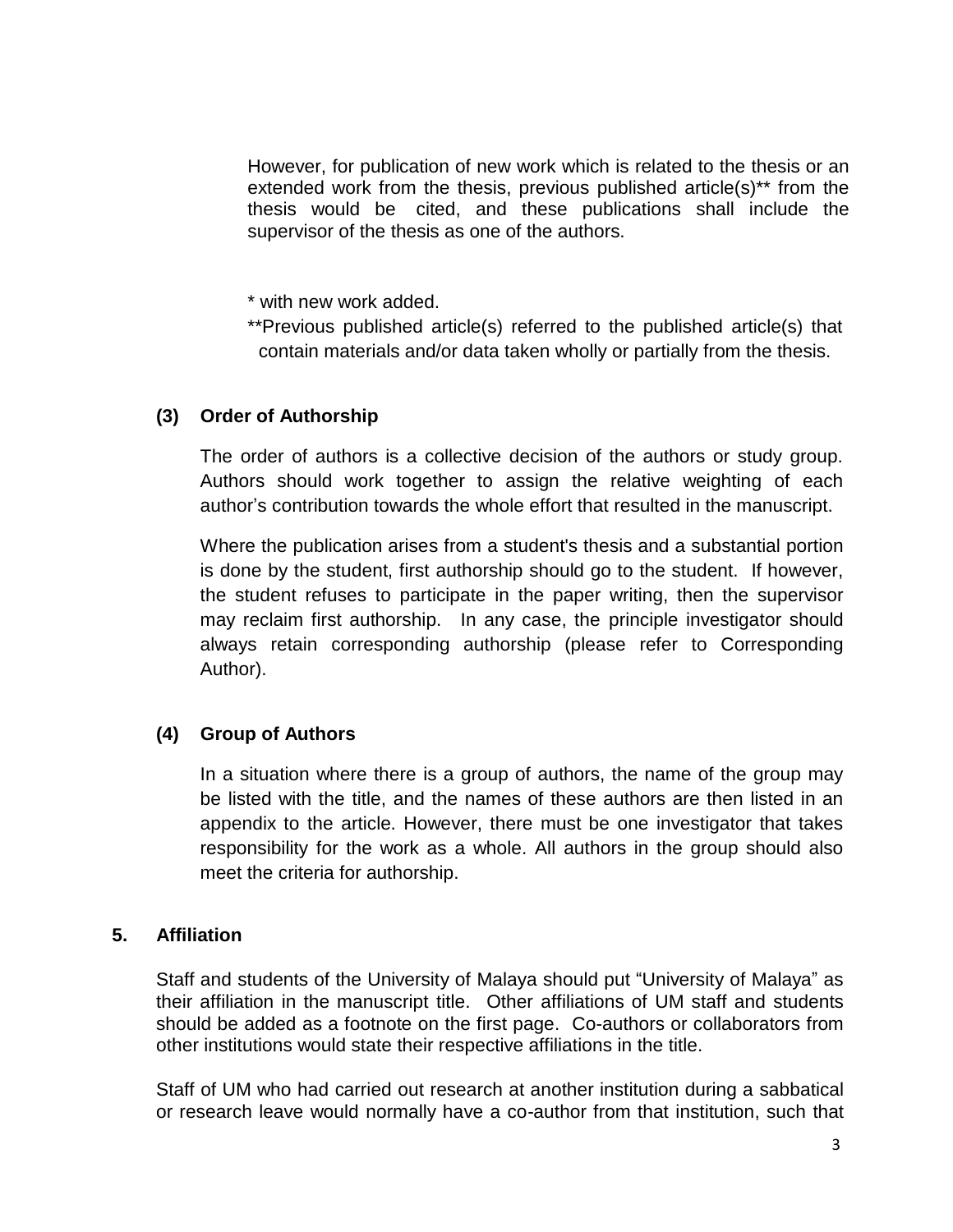However, for publication of new work which is related to the thesis or an extended work from the thesis, previous published article(s)** from the thesis would be cited, and these publications shall include the supervisor of the thesis as one of the authors.

* with new work added.

**Previous published article(s) referred to the published article(s) that contain materials and/or data taken wholly or partially from the thesis.

### (3) Order of Authorship

The order of authors is a collective decision of the authors or study group. Authors should work together to assign the relative weighting of each author's contribution towards the whole effort that resulted in the manuscript.

Where the publication arises from a student's thesis and a substantial portion is done by the student, first authorship should go to the student. If however, the student refuses to participate in the paper writing, then the supervisor may reclaim first authorship. In any case, the principle investigator should always retain corresponding authorship (please refer to Corresponding Author).

### (4) Group of Authors

In a situation where there is a group of authors, the name of the group may be listed with the title, and the names of these authors are then listed in an appendix to the article. However, there must be one investigator that takes responsibility for the work as a whole. All authors in the group should also meet the criteria for authorship.

## 5. Affiliation

Staff and students of the University of Malaya should put "University of Malaya" as their affiliation in the manuscript title. Other affiliations of UM staff and students should be added as a footnote on the first page. Co-authors or collaborators from other institutions would state their respective affiliations in the title.

Staff of UM who had carried out research at another institution during a sabbatical or research leave would normally have a co-author from that institution, such that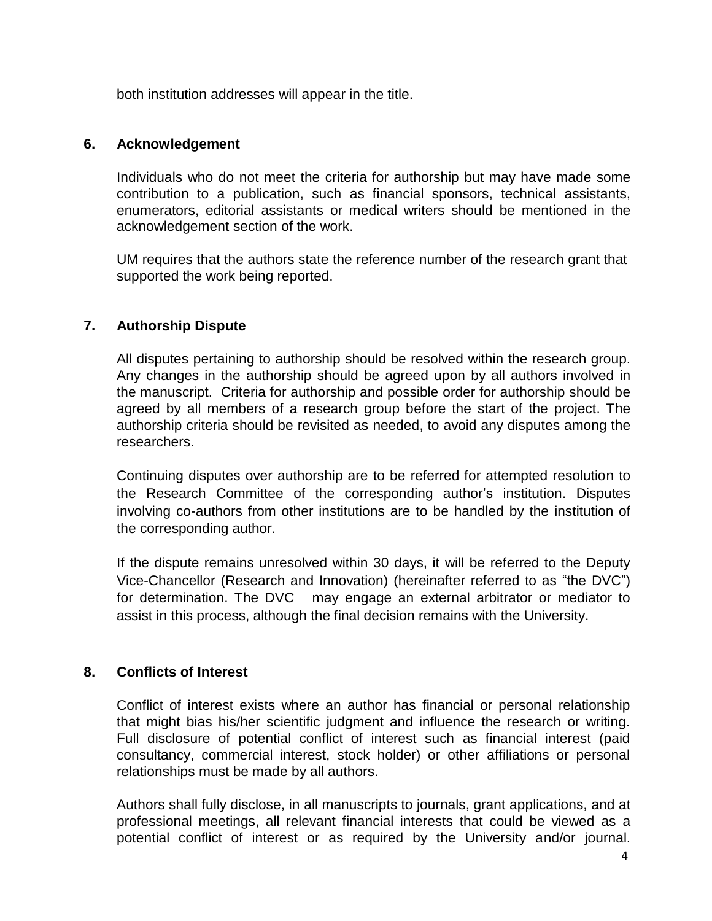both institution addresses will appear in the title.

## 6. Acknowledgement

Individuals who do not meet the criteria for authorship but may have made some contribution to a publication, such as financial sponsors, technical assistants, enumerators, editorial assistants or medical writers should be mentioned in the acknowledgement section of the work.

UM requires that the authors state the reference number of the research grant that supported the work being reported.

## 7. Authorship Dispute

All disputes pertaining to authorship should be resolved within the research group. Any changes in the authorship should be agreed upon by all authors involved in the manuscript. Criteria for authorship and possible order for authorship should be agreed by all members of a research group before the start of the project. The authorship criteria should be revisited as needed, to avoid any disputes among the researchers.

Continuing disputes over authorship are to be referred for attempted resolution to the Research Committee of the corresponding author's institution. Disputes involving co-authors from other institutions are to be handled by the institution of the corresponding author.

If the dispute remains unresolved within 30 days, it will be referred to the Deputy Vice-Chancellor (Research and Innovation) (hereinafter referred to as "the DVC") for determination. The DVC may engage an external arbitrator or mediator to assist in this process, although the final decision remains with the University.

## 8. Conflicts of Interest

Conflict of interest exists where an author has financial or personal relationship that might bias his/her scientific judgment and influence the research or writing. Full disclosure of potential conflict of interest such as financial interest (paid consultancy, commercial interest, stock holder) or other affiliations or personal relationships must be made by all authors.

Authors shall fully disclose, in all manuscripts to journals, grant applications, and at professional meetings, all relevant financial interests that could be viewed as a potential conflict of interest or as required by the University and/or journal.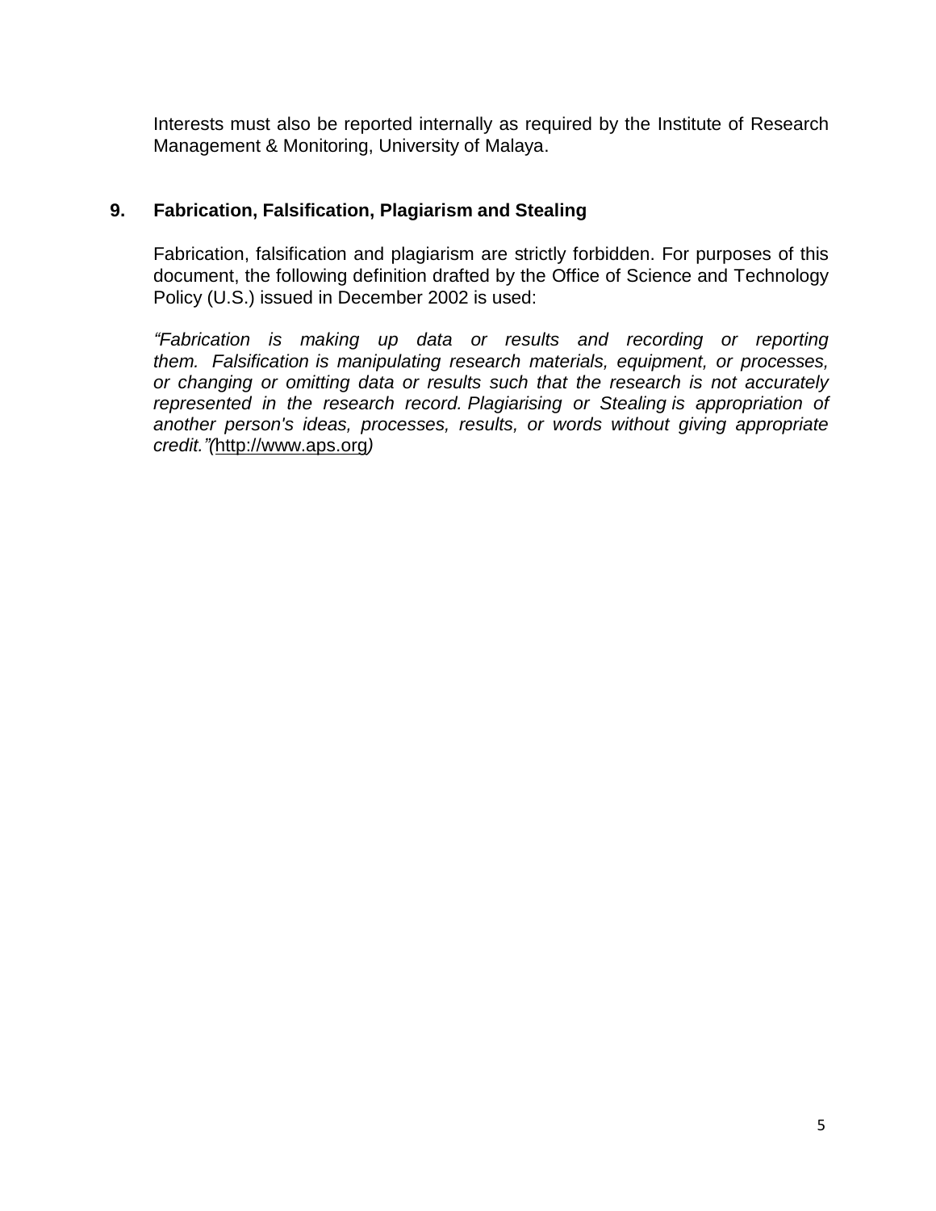Interests must also be reported internally as required by the Institute of Research Management & Monitoring, University of Malaya.

## 9. Fabrication, Falsification, Plagiarism and Stealing

Fabrication, falsification and plagiarism are strictly forbidden. For purposes of this document, the following definition drafted by the Office of Science and Technology Policy (U.S.) issued in December 2002 is used:

*"Fabrication is making up data or results and recording or reporting them. Falsification is manipulating research materials, equipment, or processes, or changing or omitting data or results such that the research is not accurately represented in the research record. Plagiarising or Stealing is appropriation of another person's ideas, processes, results, or words without giving appropriate credit."(*http://www.aps.org*)*